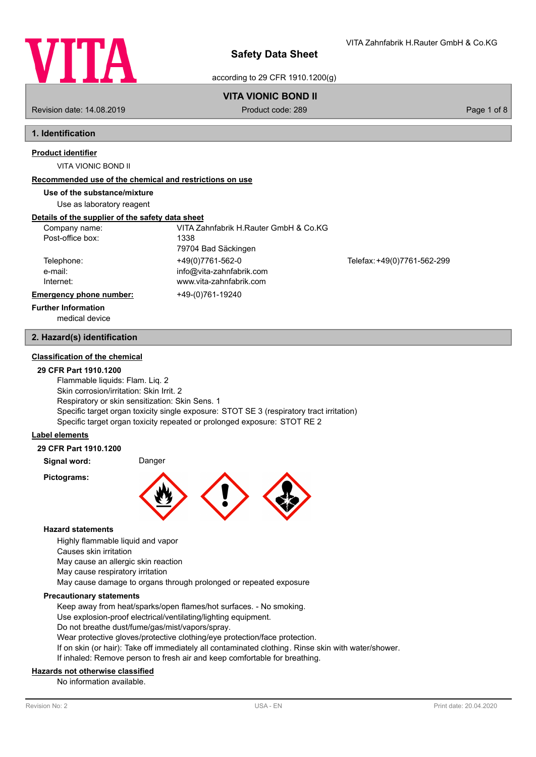# Safety Data Sheet

according to 29 CFR 1910.1200(g)

**VITA VIONIC BOND II**

Revision date: 14.08.2019 | Product code: 289

## 1. Identification

**Product identifier**

VITA VIONIC BOND II

**Recommended use of the chemical and restrictions on use**

**Use of the substance/mixture**

Use as laboratory reagent

**Details of the supplier of the safety data sheet**

| | | |
|---|---|---|
| Company name: | VITA Zahnfabrik H.Rauter GmbH & Co.KG | |
| Post-office box: | 1338 | |
| | 79704 Bad Säckingen | |
| Telephone: | +49(0)7761-562-0 | Telefax: +49(0)7761-562-299 |
| e-mail: | info@vita-zahnfabrik.com | |
| Internet: | www.vita-zahnfabrik.com | |
| **Emergency phone number:** | +49-(0)761-19240 | |

**Further Information**

medical device

## 2. Hazard(s) identification

**Classification of the chemical**

**29 CFR Part 1910.1200**

Flammable liquids: Flam. Liq. 2
Skin corrosion/irritation: Skin Irrit. 2
Respiratory or skin sensitization: Skin Sens. 1
Specific target organ toxicity single exposure: STOT SE 3 (respiratory tract irritation)
Specific target organ toxicity repeated or prolonged exposure: STOT RE 2

**Label elements**

**29 CFR Part 1910.1200**

**Signal word:** Danger

**Pictograms:**

**Hazard statements**

Highly flammable liquid and vapor
Causes skin irritation
May cause an allergic skin reaction
May cause respiratory irritation
May cause damage to organs through prolonged or repeated exposure

**Precautionary statements**

Keep away from heat/sparks/open flames/hot surfaces. - No smoking.
Use explosion-proof electrical/ventilating/lighting equipment.
Do not breathe dust/fume/gas/mist/vapors/spray.
Wear protective gloves/protective clothing/eye protection/face protection.
If on skin (or hair): Take off immediately all contaminated clothing. Rinse skin with water/shower.
If inhaled: Remove person to fresh air and keep comfortable for breathing.

**Hazards not otherwise classified**

No information available.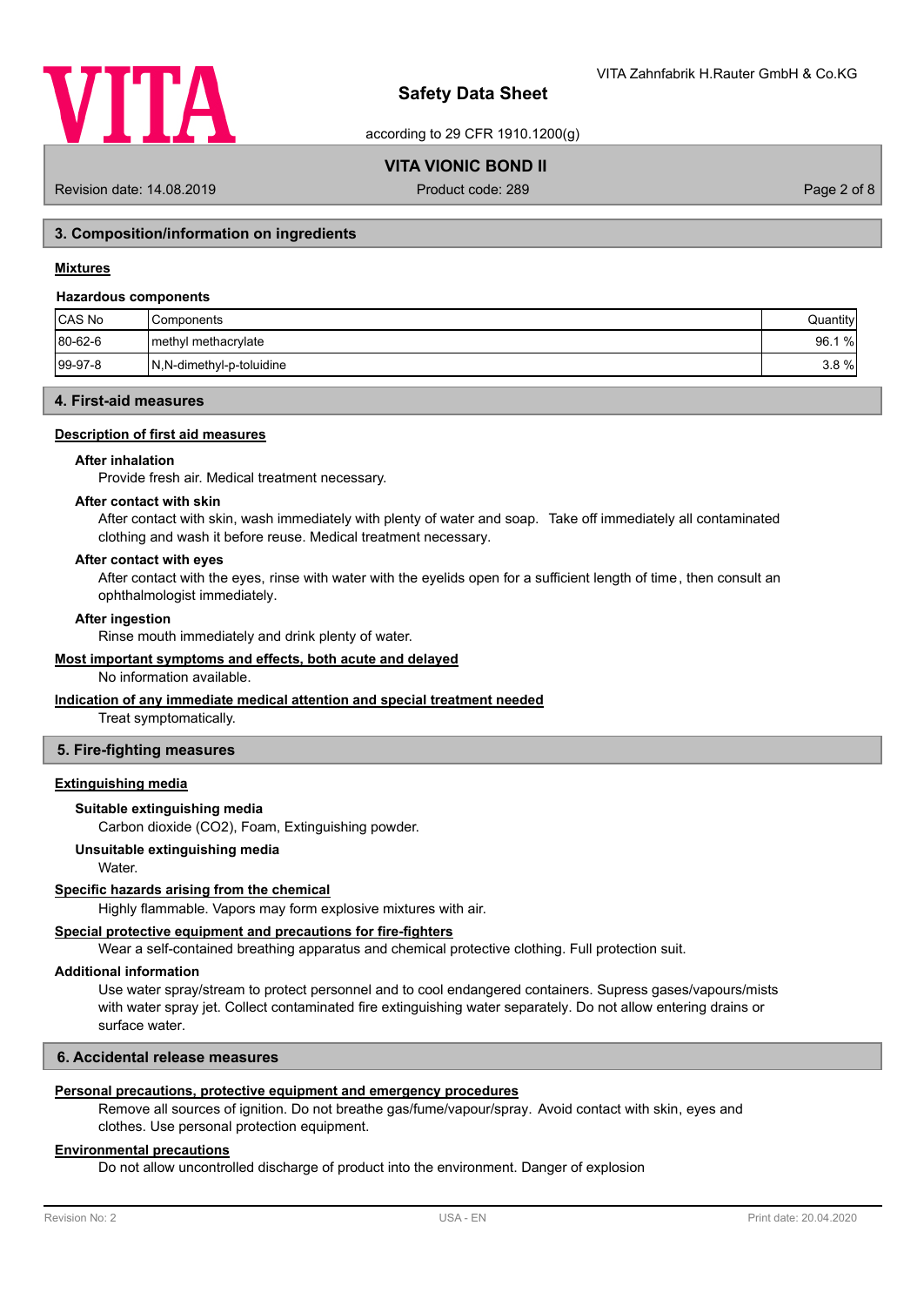## 3. Composition/information on ingredients

### Mixtures

**Hazardous components**

| CAS No | Components | Quantity |
|---|---|---|
| 80-62-6 | methyl methacrylate | 96.1 % |
| 99-97-8 | N,N-dimethyl-p-toluidine | 3.8 % |

## 4. First-aid measures

### Description of first aid measures

**After inhalation**

Provide fresh air. Medical treatment necessary.

**After contact with skin**

After contact with skin, wash immediately with plenty of water and soap. Take off immediately all contaminated clothing and wash it before reuse. Medical treatment necessary.

**After contact with eyes**

After contact with the eyes, rinse with water with the eyelids open for a sufficient length of time, then consult an ophthalmologist immediately.

**After ingestion**

Rinse mouth immediately and drink plenty of water.

### Most important symptoms and effects, both acute and delayed

No information available.

### Indication of any immediate medical attention and special treatment needed

Treat symptomatically.

## 5. Fire-fighting measures

### Extinguishing media

**Suitable extinguishing media**

Carbon dioxide ($CO_2$), Foam, Extinguishing powder.

**Unsuitable extinguishing media**

Water.

### Specific hazards arising from the chemical

Highly flammable. Vapors may form explosive mixtures with air.

### Special protective equipment and precautions for fire-fighters

Wear a self-contained breathing apparatus and chemical protective clothing. Full protection suit.

### Additional information

Use water spray/stream to protect personnel and to cool endangered containers. Supress gases/vapours/mists with water spray jet. Collect contaminated fire extinguishing water separately. Do not allow entering drains or surface water.

## 6. Accidental release measures

### Personal precautions, protective equipment and emergency procedures

Remove all sources of ignition. Do not breathe gas/fume/vapour/spray. Avoid contact with skin, eyes and clothes. Use personal protection equipment.

### Environmental precautions

Do not allow uncontrolled discharge of product into the environment. Danger of explosion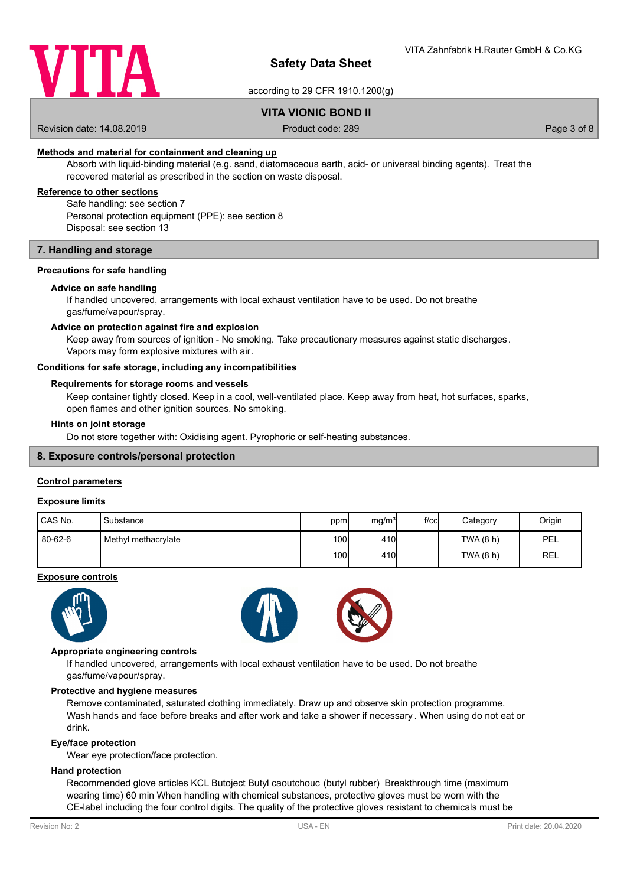#### Methods and material for containment and cleaning up

Absorb with liquid-binding material (e.g. sand, diatomaceous earth, acid- or universal binding agents). Treat the recovered material as prescribed in the section on waste disposal.

#### Reference to other sections

Safe handling: see section 7
Personal protection equipment (PPE): see section 8
Disposal: see section 13

## 7. Handling and storage

#### Precautions for safe handling

**Advice on safe handling**

If handled uncovered, arrangements with local exhaust ventilation have to be used. Do not breathe gas/fume/vapour/spray.

**Advice on protection against fire and explosion**

Keep away from sources of ignition - No smoking. Take precautionary measures against static discharges. Vapors may form explosive mixtures with air.

#### Conditions for safe storage, including any incompatibilities

**Requirements for storage rooms and vessels**

Keep container tightly closed. Keep in a cool, well-ventilated place. Keep away from heat, hot surfaces, sparks, open flames and other ignition sources. No smoking.

**Hints on joint storage**

Do not store together with: Oxidising agent. Pyrophoric or self-heating substances.

## 8. Exposure controls/personal protection

#### Control parameters

**Exposure limits**

| CAS No. | Substance | ppm | mg/m³ | f/cc | Category | Origin |
|---|---|---|---|---|---|---|
| 80-62-6 | Methyl methacrylate | 100 | 410 | | TWA (8 h) | PEL |
| | | 100 | 410 | | TWA (8 h) | REL |

#### Exposure controls

**Appropriate engineering controls**

If handled uncovered, arrangements with local exhaust ventilation have to be used. Do not breathe gas/fume/vapour/spray.

**Protective and hygiene measures**

Remove contaminated, saturated clothing immediately. Draw up and observe skin protection programme. Wash hands and face before breaks and after work and take a shower if necessary. When using do not eat or drink.

**Eye/face protection**

Wear eye protection/face protection.

**Hand protection**

Recommended glove articles KCL Butoject Butyl caoutchouc (butyl rubber) Breakthrough time (maximum wearing time) 60 min When handling with chemical substances, protective gloves must be worn with the CE-label including the four control digits. The quality of the protective gloves resistant to chemicals must be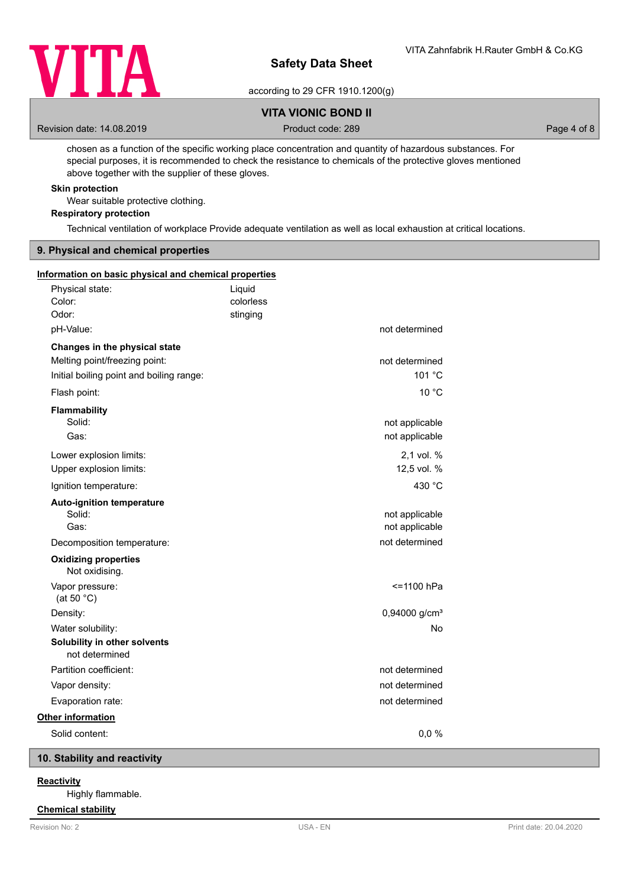chosen as a function of the specific working place concentration and quantity of hazardous substances. For special purposes, it is recommended to check the resistance to chemicals of the protective gloves mentioned above together with the supplier of these gloves.

**Skin protection**

Wear suitable protective clothing.

**Respiratory protection**

Technical ventilation of workplace Provide adequate ventilation as well as local exhaustion at critical locations.

## 9. Physical and chemical properties

**Information on basic physical and chemical properties**

| Property | | Value |
|---|---|---|
| Physical state: | Liquid | |
| Color: | colorless | |
| Odor: | stinging | |
| pH-Value: | | not determined |
| **Changes in the physical state** | | |
| Melting point/freezing point: | | not determined |
| Initial boiling point and boiling range: | | 101 °C |
| Flash point: | | 10 °C |
| **Flammability** | | |
| Solid: | | not applicable |
| Gas: | | not applicable |
| Lower explosion limits: | | 2,1 vol. % |
| Upper explosion limits: | | 12,5 vol. % |
| Ignition temperature: | | 430 °C |
| **Auto-ignition temperature** | | |
| Solid: | | not applicable |
| Gas: | | not applicable |
| Decomposition temperature: | | not determined |
| **Oxidizing properties** | | |
| Not oxidising. | | |
| Vapor pressure: (at 50 °C) | | <=1100 hPa |
| Density: | | 0,94000 g/cm³ |
| Water solubility: | | No |
| **Solubility in other solvents** | | |
| not determined | | |
| Partition coefficient: | | not determined |
| Vapor density: | | not determined |
| Evaporation rate: | | not determined |

**Other information**

| | |
|---|---|
| Solid content: | 0,0 % |

## 10. Stability and reactivity

**Reactivity**

Highly flammable.

**Chemical stability**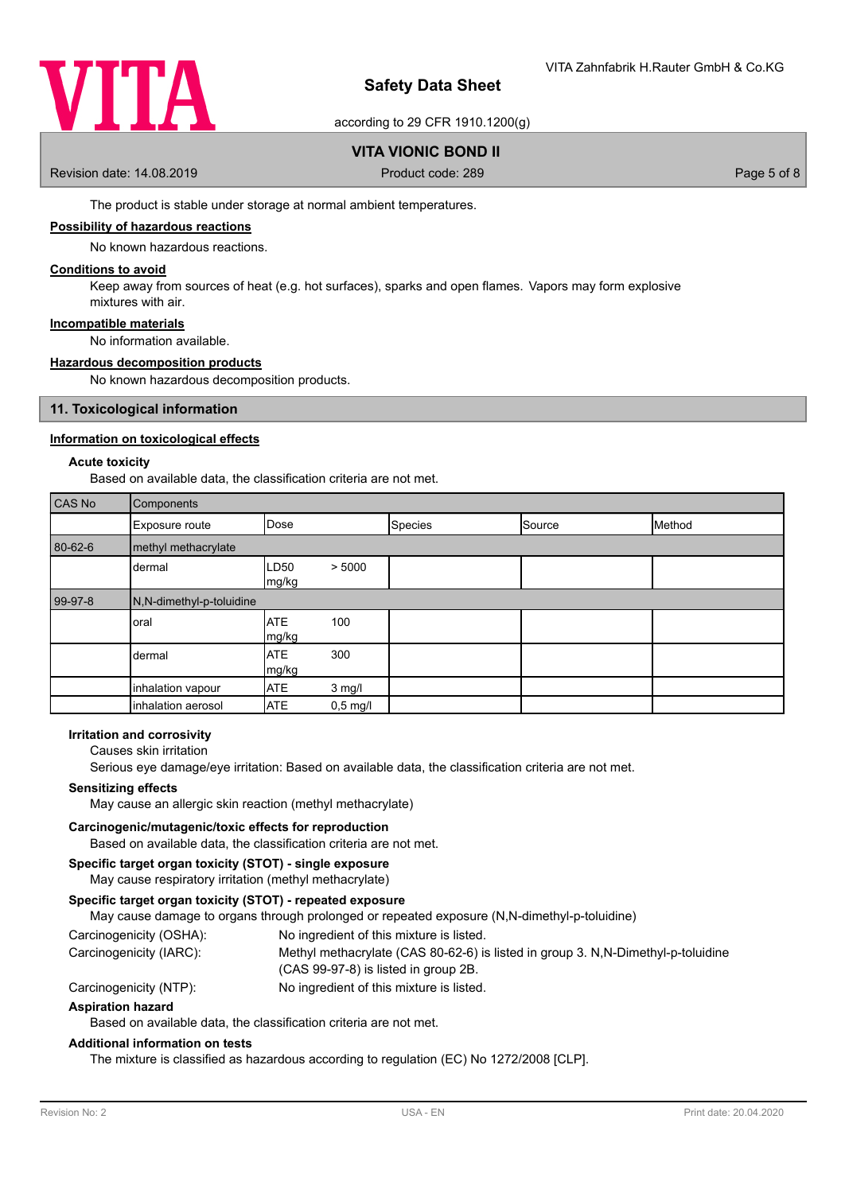The product is stable under storage at normal ambient temperatures.

**Possibility of hazardous reactions**

No known hazardous reactions.

**Conditions to avoid**

Keep away from sources of heat (e.g. hot surfaces), sparks and open flames. Vapors may form explosive mixtures with air.

**Incompatible materials**

No information available.

**Hazardous decomposition products**

No known hazardous decomposition products.

## 11. Toxicological information

**Information on toxicological effects**

**Acute toxicity**

Based on available data, the classification criteria are not met.

| CAS No | Components | | | | |
|---|---|---|---|---|---|
| | Exposure route | Dose | Species | Source | Method |
| 80-62-6 | methyl methacrylate | | | | |
| | dermal | LD50 > 5000 mg/kg | | | |
| 99-97-8 | N,N-dimethyl-p-toluidine | | | | |
| | oral | ATE 100 mg/kg | | | |
| | dermal | ATE 300 mg/kg | | | |
| | inhalation vapour | ATE 3 mg/l | | | |
| | inhalation aerosol | ATE 0,5 mg/l | | | |

**Irritation and corrosivity**

Causes skin irritation

Serious eye damage/eye irritation: Based on available data, the classification criteria are not met.

**Sensitizing effects**

May cause an allergic skin reaction (methyl methacrylate)

**Carcinogenic/mutagenic/toxic effects for reproduction**

Based on available data, the classification criteria are not met.

**Specific target organ toxicity (STOT) - single exposure**

May cause respiratory irritation (methyl methacrylate)

**Specific target organ toxicity (STOT) - repeated exposure**

May cause damage to organs through prolonged or repeated exposure (N,N-dimethyl-p-toluidine)

Carcinogenicity (OSHA): No ingredient of this mixture is listed.

Carcinogenicity (IARC): Methyl methacrylate (CAS 80-62-6) is listed in group 3. N,N-Dimethyl-p-toluidine (CAS 99-97-8) is listed in group 2B.

Carcinogenicity (NTP): No ingredient of this mixture is listed.

**Aspiration hazard**

Based on available data, the classification criteria are not met.

**Additional information on tests**

The mixture is classified as hazardous according to regulation (EC) No 1272/2008 [CLP].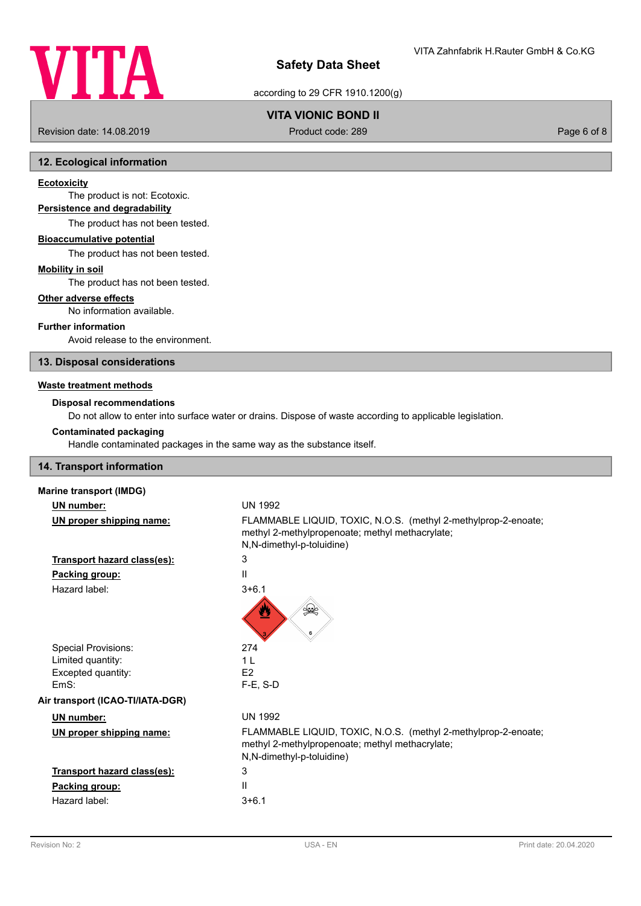## 12. Ecological information

**Ecotoxicity**

The product is not: Ecotoxic.

**Persistence and degradability**

The product has not been tested.

**Bioaccumulative potential**

The product has not been tested.

**Mobility in soil**

The product has not been tested.

**Other adverse effects**

No information available.

**Further information**

Avoid release to the environment.

## 13. Disposal considerations

**Waste treatment methods**

**Disposal recommendations**

Do not allow to enter into surface water or drains. Dispose of waste according to applicable legislation.

**Contaminated packaging**

Handle contaminated packages in the same way as the substance itself.

## 14. Transport information

**Marine transport (IMDG)**

| | |
|---|---|
| **UN number:** | UN 1992 |
| **UN proper shipping name:** | FLAMMABLE LIQUID, TOXIC, N.O.S. (methyl 2-methylprop-2-enoate; methyl 2-methylpropenoate; methyl methacrylate; N,N-dimethyl-p-toluidine) |
| **Transport hazard class(es):** | 3 |
| **Packing group:** | II |
| Hazard label: | 3+6.1 |
| Special Provisions: | 274 |
| Limited quantity: | 1 L |
| Excepted quantity: | E2 |
| EmS: | F-E, S-D |

**Air transport (ICAO-TI/IATA-DGR)**

| | |
|---|---|
| **UN number:** | UN 1992 |
| **UN proper shipping name:** | FLAMMABLE LIQUID, TOXIC, N.O.S. (methyl 2-methylprop-2-enoate; methyl 2-methylpropenoate; methyl methacrylate; N,N-dimethyl-p-toluidine) |
| **Transport hazard class(es):** | 3 |
| **Packing group:** | II |
| Hazard label: | 3+6.1 |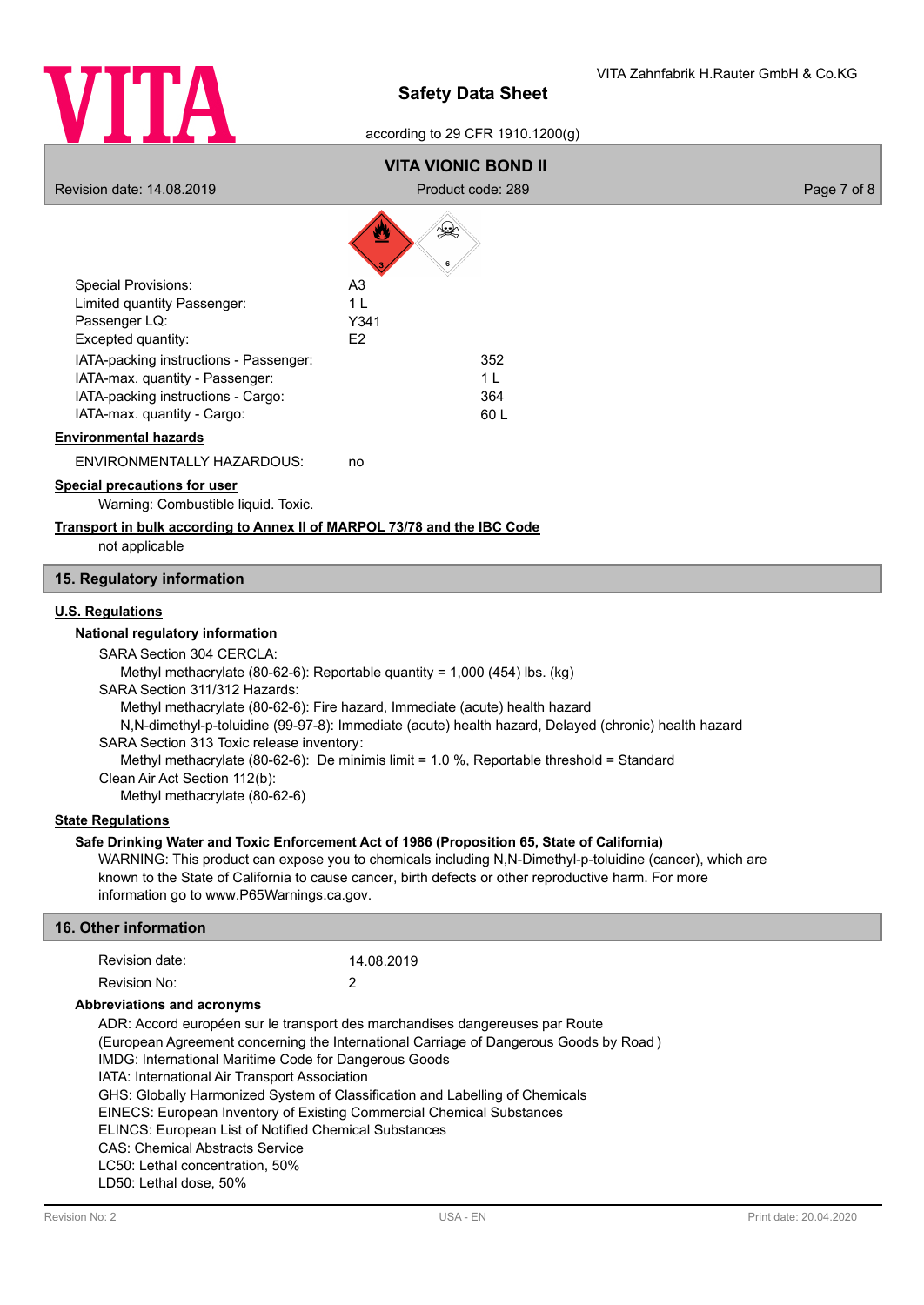Special Provisions: A3
Limited quantity Passenger: 1 L
Passenger LQ: Y341
Excepted quantity: E2

IATA-packing instructions - Passenger: 352
IATA-max. quantity - Passenger: 1 L
IATA-packing instructions - Cargo: 364
IATA-max. quantity - Cargo: 60 L

**Environmental hazards**

ENVIRONMENTALLY HAZARDOUS: no

**Special precautions for user**

Warning: Combustible liquid. Toxic.

**Transport in bulk according to Annex II of MARPOL 73/78 and the IBC Code**

not applicable

## 15. Regulatory information

**U.S. Regulations**

**National regulatory information**

SARA Section 304 CERCLA:
Methyl methacrylate (80-62-6): Reportable quantity = 1,000 (454) lbs. (kg)

SARA Section 311/312 Hazards:
Methyl methacrylate (80-62-6): Fire hazard, Immediate (acute) health hazard
N,N-dimethyl-p-toluidine (99-97-8): Immediate (acute) health hazard, Delayed (chronic) health hazard

SARA Section 313 Toxic release inventory:
Methyl methacrylate (80-62-6): De minimis limit = 1.0 %, Reportable threshold = Standard

Clean Air Act Section 112(b):
Methyl methacrylate (80-62-6)

**State Regulations**

**Safe Drinking Water and Toxic Enforcement Act of 1986 (Proposition 65, State of California)**

WARNING: This product can expose you to chemicals including N,N-Dimethyl-p-toluidine (cancer), which are known to the State of California to cause cancer, birth defects or other reproductive harm. For more information go to www.P65Warnings.ca.gov.

## 16. Other information

Revision date: 14.08.2019
Revision No: 2

**Abbreviations and acronyms**

ADR: Accord européen sur le transport des marchandises dangereuses par Route
(European Agreement concerning the International Carriage of Dangerous Goods by Road )
IMDG: International Maritime Code for Dangerous Goods
IATA: International Air Transport Association
GHS: Globally Harmonized System of Classification and Labelling of Chemicals
EINECS: European Inventory of Existing Commercial Chemical Substances
ELINCS: European List of Notified Chemical Substances
CAS: Chemical Abstracts Service
LC50: Lethal concentration, 50%
LD50: Lethal dose, 50%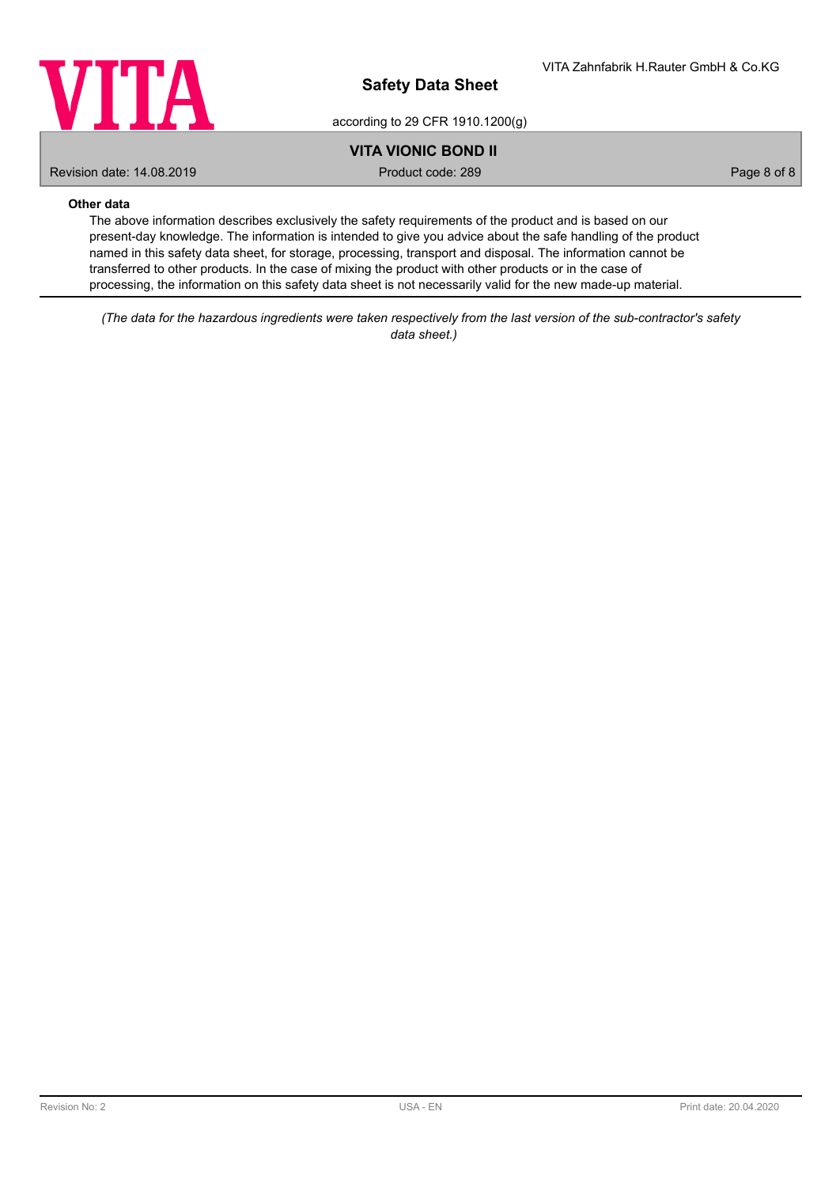**Other data**

The above information describes exclusively the safety requirements of the product and is based on our present-day knowledge. The information is intended to give you advice about the safe handling of the product named in this safety data sheet, for storage, processing, transport and disposal. The information cannot be transferred to other products. In the case of mixing the product with other products or in the case of processing, the information on this safety data sheet is not necessarily valid for the new made-up material.

---

*(The data for the hazardous ingredients were taken respectively from the last version of the sub-contractor's safety data sheet.)*